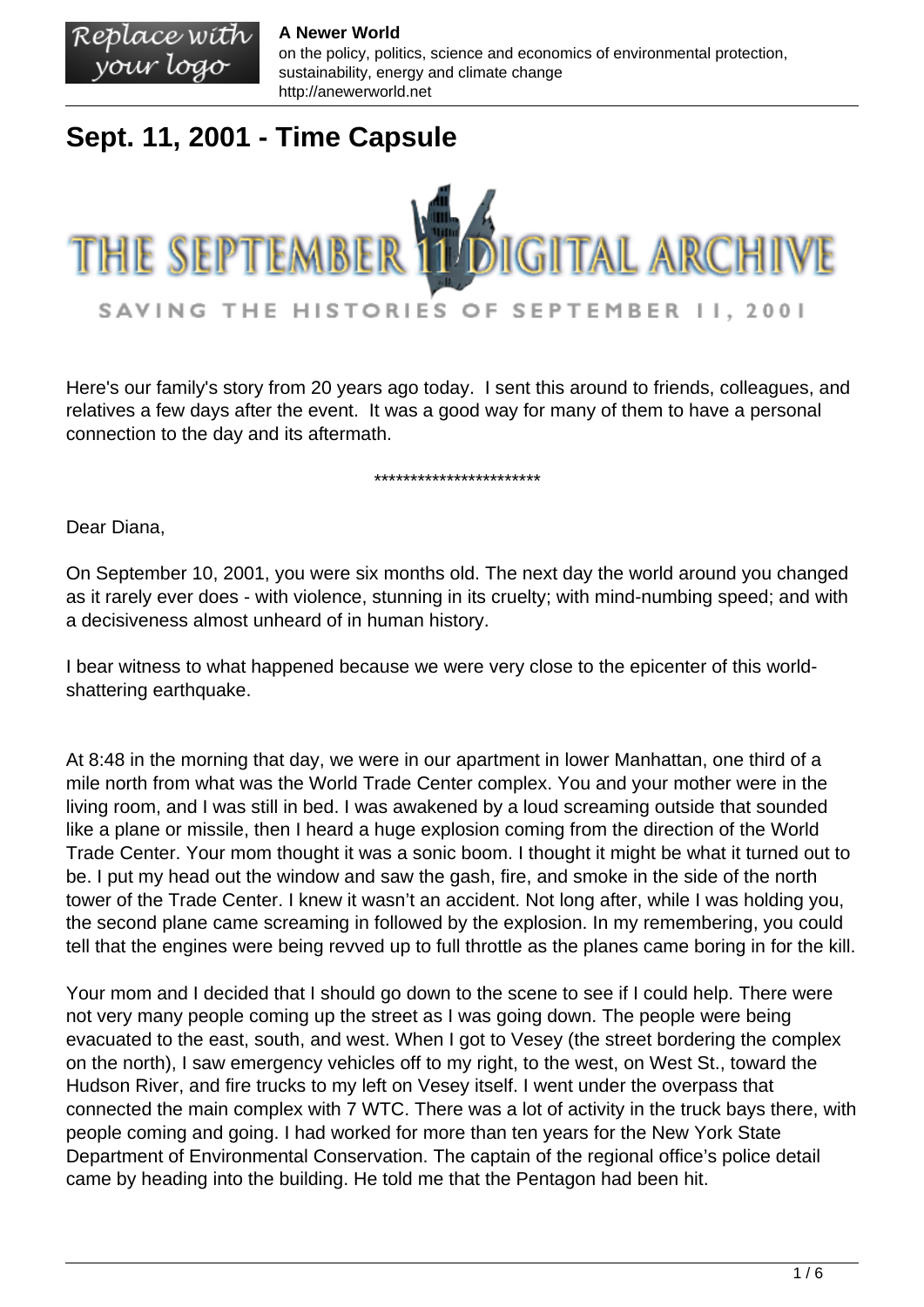# Sept. 11, 2001 - Time Capsule

THE SEPTEMBER 11 DIGITAL ARCHIVE

SAVING THE HISTORIES OF SEPTEMBER 11, 2001

Here's our family's story from 20 years ago today. I sent this around to friends, colleagues, and relatives a few days after the event. It was a good way for many of them to have a personal connection to the day and its aftermath.

***********************

Dear Diana,

On September 10, 2001, you were six months old. The next day the world around you changed as it rarely ever does - with violence, stunning in its cruelty; with mind-numbing speed; and with a decisiveness almost unheard of in human history.

I bear witness to what happened because we were very close to the epicenter of this world-shattering earthquake.

At 8:48 in the morning that day, we were in our apartment in lower Manhattan, one third of a mile north from what was the World Trade Center complex. You and your mother were in the living room, and I was still in bed. I was awakened by a loud screaming outside that sounded like a plane or missile, then I heard a huge explosion coming from the direction of the World Trade Center. Your mom thought it was a sonic boom. I thought it might be what it turned out to be. I put my head out the window and saw the gash, fire, and smoke in the side of the north tower of the Trade Center. I knew it wasn't an accident. Not long after, while I was holding you, the second plane came screaming in followed by the explosion. In my remembering, you could tell that the engines were being revved up to full throttle as the planes came boring in for the kill.

Your mom and I decided that I should go down to the scene to see if I could help. There were not very many people coming up the street as I was going down. The people were being evacuated to the east, south, and west. When I got to Vesey (the street bordering the complex on the north), I saw emergency vehicles off to my right, to the west, on West St., toward the Hudson River, and fire trucks to my left on Vesey itself. I went under the overpass that connected the main complex with 7 WTC. There was a lot of activity in the truck bays there, with people coming and going. I had worked for more than ten years for the New York State Department of Environmental Conservation. The captain of the regional office's police detail came by heading into the building. He told me that the Pentagon had been hit.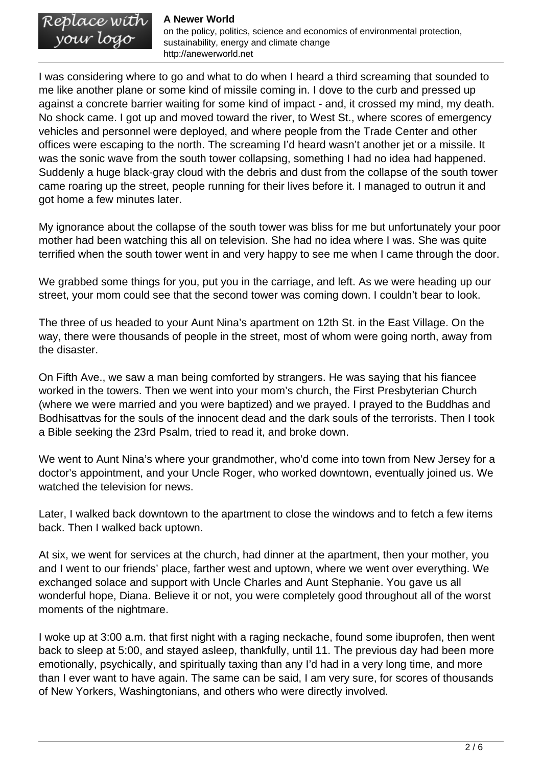I was considering where to go and what to do when I heard a third screaming that sounded to me like another plane or some kind of missile coming in. I dove to the curb and pressed up against a concrete barrier waiting for some kind of impact - and, it crossed my mind, my death. No shock came. I got up and moved toward the river, to West St., where scores of emergency vehicles and personnel were deployed, and where people from the Trade Center and other offices were escaping to the north. The screaming I'd heard wasn't another jet or a missile. It was the sonic wave from the south tower collapsing, something I had no idea had happened. Suddenly a huge black-gray cloud with the debris and dust from the collapse of the south tower came roaring up the street, people running for their lives before it. I managed to outrun it and got home a few minutes later.

My ignorance about the collapse of the south tower was bliss for me but unfortunately your poor mother had been watching this all on television. She had no idea where I was. She was quite terrified when the south tower went in and very happy to see me when I came through the door.

We grabbed some things for you, put you in the carriage, and left. As we were heading up our street, your mom could see that the second tower was coming down. I couldn't bear to look.

The three of us headed to your Aunt Nina's apartment on 12th St. in the East Village. On the way, there were thousands of people in the street, most of whom were going north, away from the disaster.

On Fifth Ave., we saw a man being comforted by strangers. He was saying that his fiancee worked in the towers. Then we went into your mom's church, the First Presbyterian Church (where we were married and you were baptized) and we prayed. I prayed to the Buddhas and Bodhisattvas for the souls of the innocent dead and the dark souls of the terrorists. Then I took a Bible seeking the 23rd Psalm, tried to read it, and broke down.

We went to Aunt Nina's where your grandmother, who'd come into town from New Jersey for a doctor's appointment, and your Uncle Roger, who worked downtown, eventually joined us. We watched the television for news.

Later, I walked back downtown to the apartment to close the windows and to fetch a few items back. Then I walked back uptown.

At six, we went for services at the church, had dinner at the apartment, then your mother, you and I went to our friends' place, farther west and uptown, where we went over everything. We exchanged solace and support with Uncle Charles and Aunt Stephanie. You gave us all wonderful hope, Diana. Believe it or not, you were completely good throughout all of the worst moments of the nightmare.

I woke up at 3:00 a.m. that first night with a raging neckache, found some ibuprofen, then went back to sleep at 5:00, and stayed asleep, thankfully, until 11. The previous day had been more emotionally, psychically, and spiritually taxing than any I'd had in a very long time, and more than I ever want to have again. The same can be said, I am very sure, for scores of thousands of New Yorkers, Washingtonians, and others who were directly involved.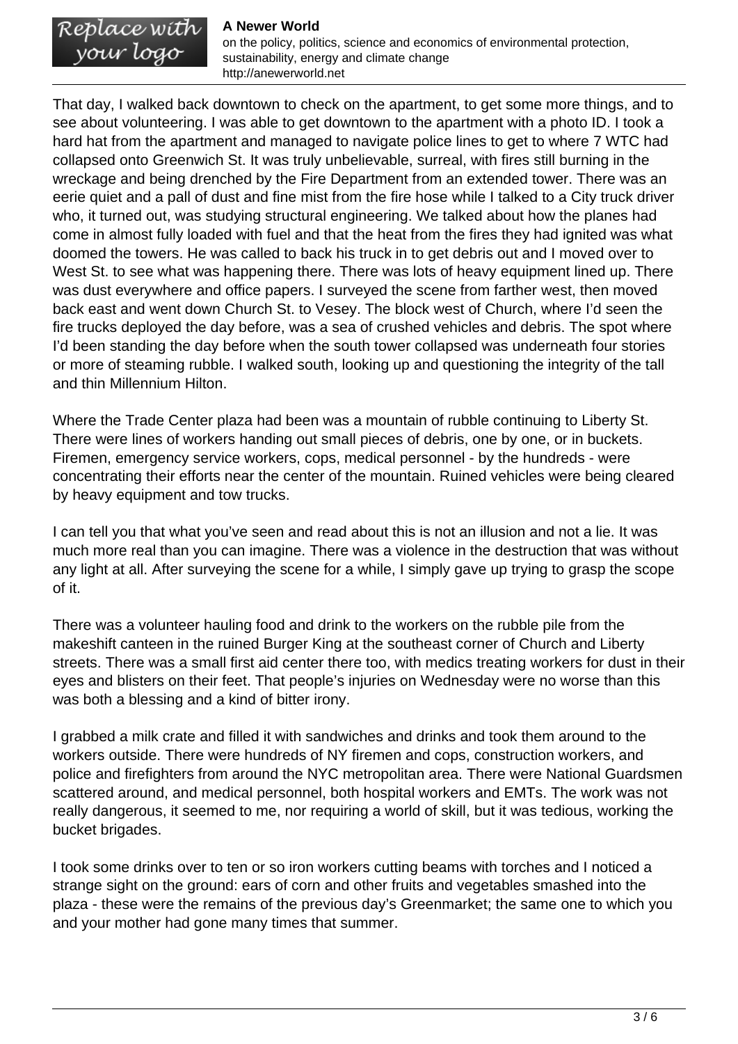That day, I walked back downtown to check on the apartment, to get some more things, and to see about volunteering. I was able to get downtown to the apartment with a photo ID. I took a hard hat from the apartment and managed to navigate police lines to get to where 7 WTC had collapsed onto Greenwich St. It was truly unbelievable, surreal, with fires still burning in the wreckage and being drenched by the Fire Department from an extended tower. There was an eerie quiet and a pall of dust and fine mist from the fire hose while I talked to a City truck driver who, it turned out, was studying structural engineering. We talked about how the planes had come in almost fully loaded with fuel and that the heat from the fires they had ignited was what doomed the towers. He was called to back his truck in to get debris out and I moved over to West St. to see what was happening there. There was lots of heavy equipment lined up. There was dust everywhere and office papers. I surveyed the scene from farther west, then moved back east and went down Church St. to Vesey. The block west of Church, where I'd seen the fire trucks deployed the day before, was a sea of crushed vehicles and debris. The spot where I'd been standing the day before when the south tower collapsed was underneath four stories or more of steaming rubble. I walked south, looking up and questioning the integrity of the tall and thin Millennium Hilton.

Where the Trade Center plaza had been was a mountain of rubble continuing to Liberty St. There were lines of workers handing out small pieces of debris, one by one, or in buckets. Firemen, emergency service workers, cops, medical personnel - by the hundreds - were concentrating their efforts near the center of the mountain. Ruined vehicles were being cleared by heavy equipment and tow trucks.

I can tell you that what you've seen and read about this is not an illusion and not a lie. It was much more real than you can imagine. There was a violence in the destruction that was without any light at all. After surveying the scene for a while, I simply gave up trying to grasp the scope of it.

There was a volunteer hauling food and drink to the workers on the rubble pile from the makeshift canteen in the ruined Burger King at the southeast corner of Church and Liberty streets. There was a small first aid center there too, with medics treating workers for dust in their eyes and blisters on their feet. That people's injuries on Wednesday were no worse than this was both a blessing and a kind of bitter irony.

I grabbed a milk crate and filled it with sandwiches and drinks and took them around to the workers outside. There were hundreds of NY firemen and cops, construction workers, and police and firefighters from around the NYC metropolitan area. There were National Guardsmen scattered around, and medical personnel, both hospital workers and EMTs. The work was not really dangerous, it seemed to me, nor requiring a world of skill, but it was tedious, working the bucket brigades.

I took some drinks over to ten or so iron workers cutting beams with torches and I noticed a strange sight on the ground: ears of corn and other fruits and vegetables smashed into the plaza - these were the remains of the previous day's Greenmarket; the same one to which you and your mother had gone many times that summer.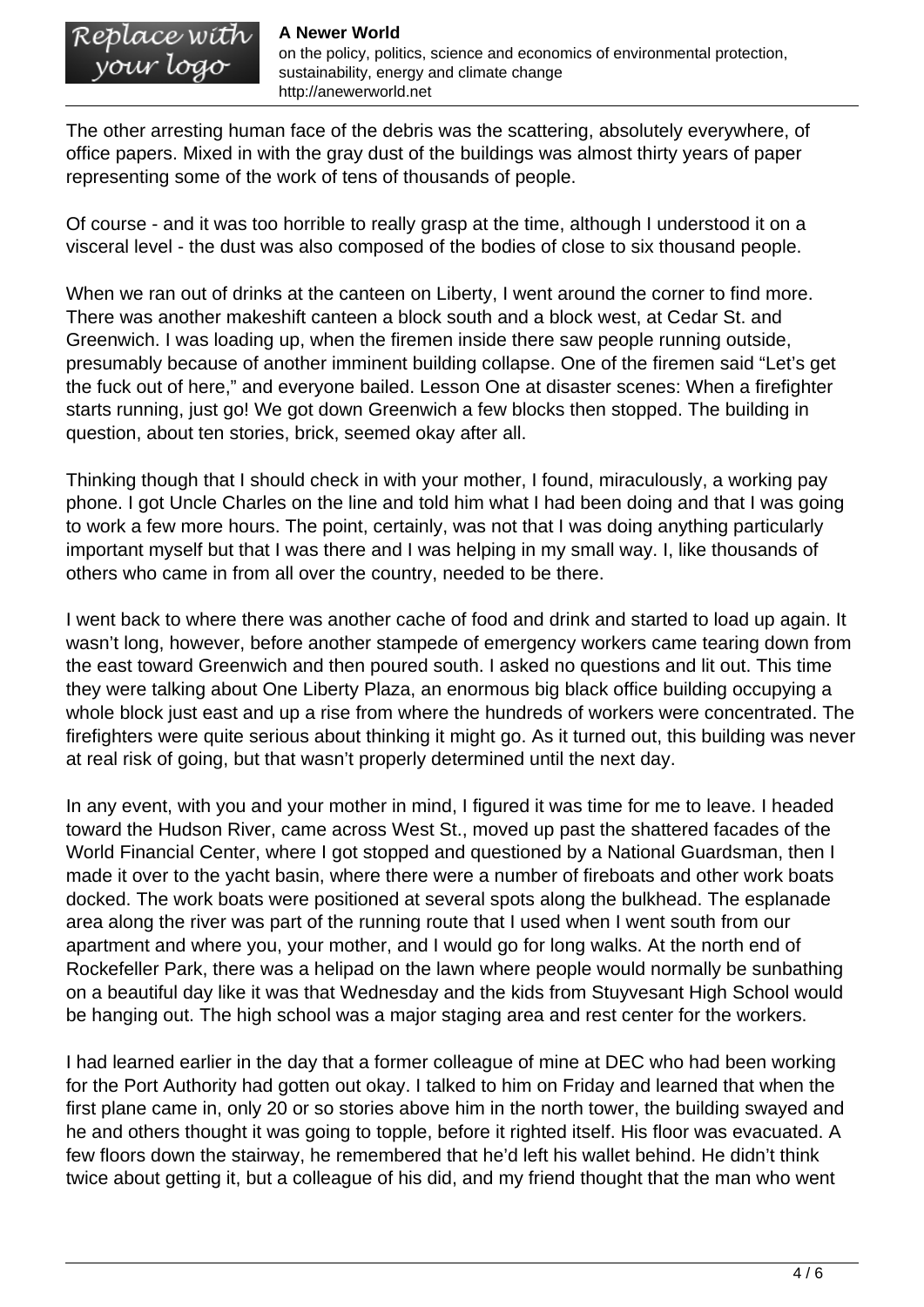The other arresting human face of the debris was the scattering, absolutely everywhere, of office papers. Mixed in with the gray dust of the buildings was almost thirty years of paper representing some of the work of tens of thousands of people.

Of course - and it was too horrible to really grasp at the time, although I understood it on a visceral level - the dust was also composed of the bodies of close to six thousand people.

When we ran out of drinks at the canteen on Liberty, I went around the corner to find more. There was another makeshift canteen a block south and a block west, at Cedar St. and Greenwich. I was loading up, when the firemen inside there saw people running outside, presumably because of another imminent building collapse. One of the firemen said "Let's get the fuck out of here," and everyone bailed. Lesson One at disaster scenes: When a firefighter starts running, just go! We got down Greenwich a few blocks then stopped. The building in question, about ten stories, brick, seemed okay after all.

Thinking though that I should check in with your mother, I found, miraculously, a working pay phone. I got Uncle Charles on the line and told him what I had been doing and that I was going to work a few more hours. The point, certainly, was not that I was doing anything particularly important myself but that I was there and I was helping in my small way. I, like thousands of others who came in from all over the country, needed to be there.

I went back to where there was another cache of food and drink and started to load up again. It wasn't long, however, before another stampede of emergency workers came tearing down from the east toward Greenwich and then poured south. I asked no questions and lit out. This time they were talking about One Liberty Plaza, an enormous big black office building occupying a whole block just east and up a rise from where the hundreds of workers were concentrated. The firefighters were quite serious about thinking it might go. As it turned out, this building was never at real risk of going, but that wasn't properly determined until the next day.

In any event, with you and your mother in mind, I figured it was time for me to leave. I headed toward the Hudson River, came across West St., moved up past the shattered facades of the World Financial Center, where I got stopped and questioned by a National Guardsman, then I made it over to the yacht basin, where there were a number of fireboats and other work boats docked. The work boats were positioned at several spots along the bulkhead. The esplanade area along the river was part of the running route that I used when I went south from our apartment and where you, your mother, and I would go for long walks. At the north end of Rockefeller Park, there was a helipad on the lawn where people would normally be sunbathing on a beautiful day like it was that Wednesday and the kids from Stuyvesant High School would be hanging out. The high school was a major staging area and rest center for the workers.

I had learned earlier in the day that a former colleague of mine at DEC who had been working for the Port Authority had gotten out okay. I talked to him on Friday and learned that when the first plane came in, only 20 or so stories above him in the north tower, the building swayed and he and others thought it was going to topple, before it righted itself. His floor was evacuated. A few floors down the stairway, he remembered that he'd left his wallet behind. He didn't think twice about getting it, but a colleague of his did, and my friend thought that the man who went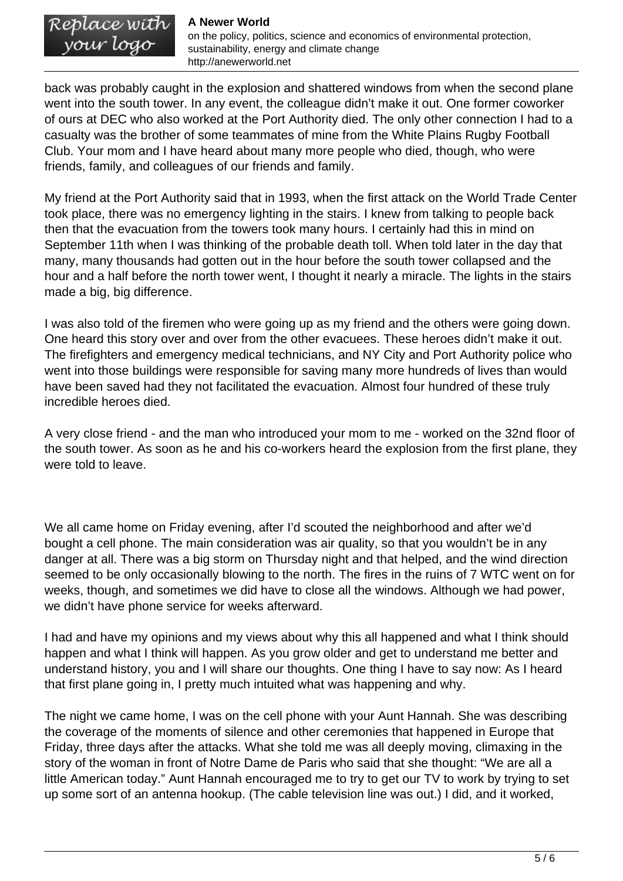back was probably caught in the explosion and shattered windows from when the second plane went into the south tower. In any event, the colleague didn't make it out. One former coworker of ours at DEC who also worked at the Port Authority died. The only other connection I had to a casualty was the brother of some teammates of mine from the White Plains Rugby Football Club. Your mom and I have heard about many more people who died, though, who were friends, family, and colleagues of our friends and family.

My friend at the Port Authority said that in 1993, when the first attack on the World Trade Center took place, there was no emergency lighting in the stairs. I knew from talking to people back then that the evacuation from the towers took many hours. I certainly had this in mind on September 11th when I was thinking of the probable death toll. When told later in the day that many, many thousands had gotten out in the hour before the south tower collapsed and the hour and a half before the north tower went, I thought it nearly a miracle. The lights in the stairs made a big, big difference.

I was also told of the firemen who were going up as my friend and the others were going down. One heard this story over and over from the other evacuees. These heroes didn't make it out. The firefighters and emergency medical technicians, and NY City and Port Authority police who went into those buildings were responsible for saving many more hundreds of lives than would have been saved had they not facilitated the evacuation. Almost four hundred of these truly incredible heroes died.

A very close friend - and the man who introduced your mom to me - worked on the 32nd floor of the south tower. As soon as he and his co-workers heard the explosion from the first plane, they were told to leave.

We all came home on Friday evening, after I'd scouted the neighborhood and after we'd bought a cell phone. The main consideration was air quality, so that you wouldn't be in any danger at all. There was a big storm on Thursday night and that helped, and the wind direction seemed to be only occasionally blowing to the north. The fires in the ruins of 7 WTC went on for weeks, though, and sometimes we did have to close all the windows. Although we had power, we didn't have phone service for weeks afterward.

I had and have my opinions and my views about why this all happened and what I think should happen and what I think will happen. As you grow older and get to understand me better and understand history, you and I will share our thoughts. One thing I have to say now: As I heard that first plane going in, I pretty much intuited what was happening and why.

The night we came home, I was on the cell phone with your Aunt Hannah. She was describing the coverage of the moments of silence and other ceremonies that happened in Europe that Friday, three days after the attacks. What she told me was all deeply moving, climaxing in the story of the woman in front of Notre Dame de Paris who said that she thought: "We are all a little American today." Aunt Hannah encouraged me to try to get our TV to work by trying to set up some sort of an antenna hookup. (The cable television line was out.) I did, and it worked,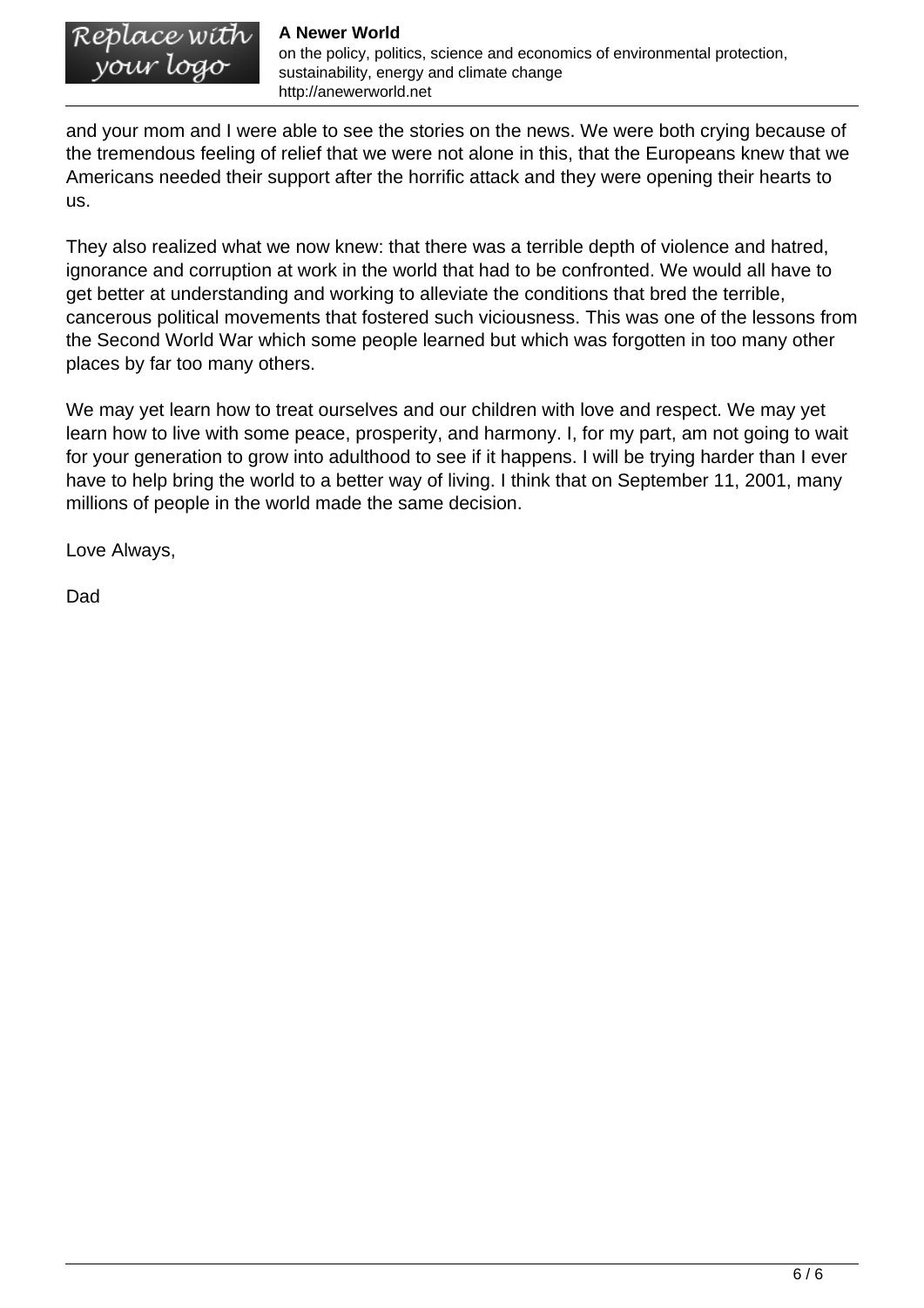and your mom and I were able to see the stories on the news. We were both crying because of the tremendous feeling of relief that we were not alone in this, that the Europeans knew that we Americans needed their support after the horrific attack and they were opening their hearts to us.

They also realized what we now knew: that there was a terrible depth of violence and hatred, ignorance and corruption at work in the world that had to be confronted. We would all have to get better at understanding and working to alleviate the conditions that bred the terrible, cancerous political movements that fostered such viciousness. This was one of the lessons from the Second World War which some people learned but which was forgotten in too many other places by far too many others.

We may yet learn how to treat ourselves and our children with love and respect. We may yet learn how to live with some peace, prosperity, and harmony. I, for my part, am not going to wait for your generation to grow into adulthood to see if it happens. I will be trying harder than I ever have to help bring the world to a better way of living. I think that on September 11, 2001, many millions of people in the world made the same decision.

Love Always,

Dad